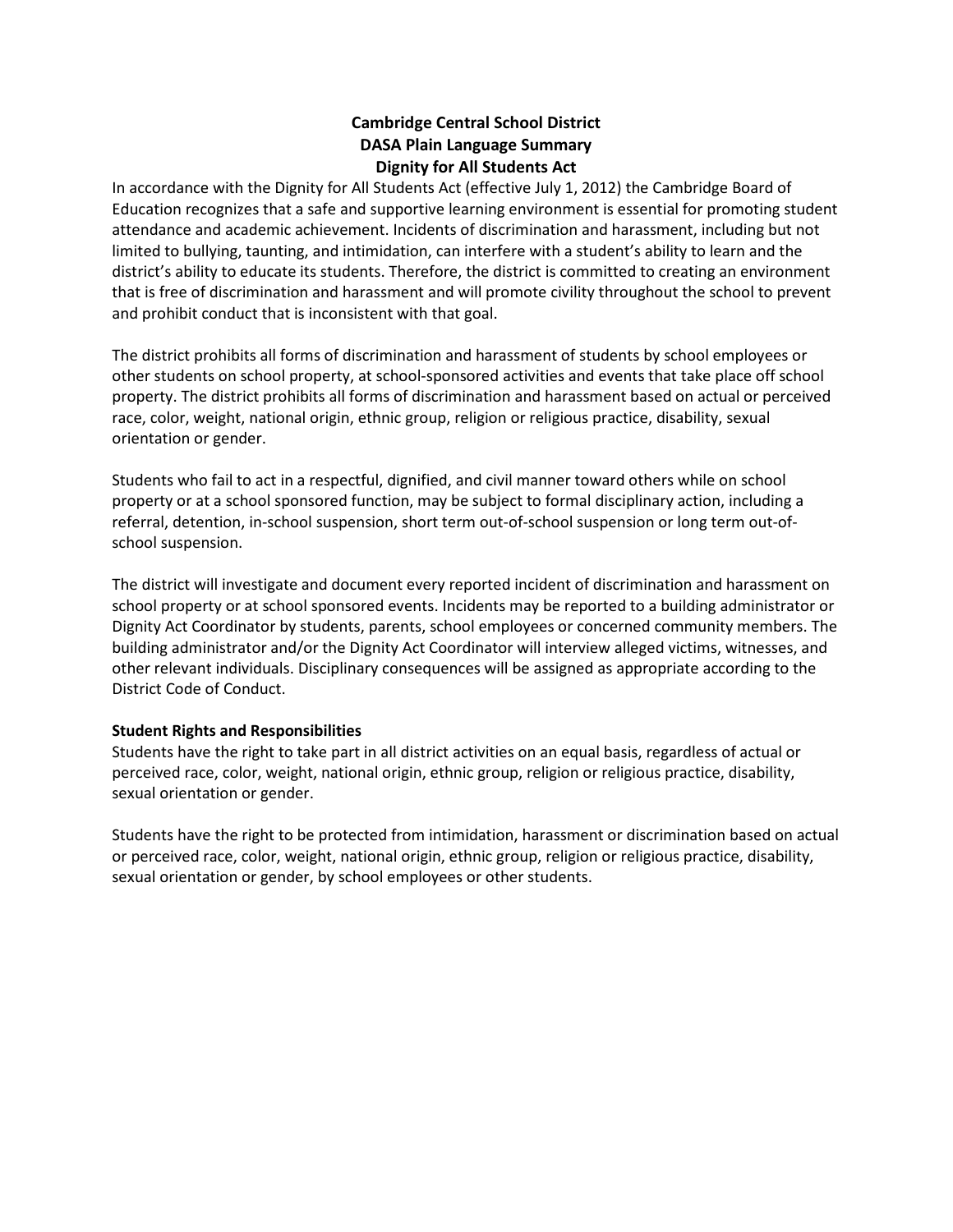# Cambridge Central School District
## DASA Plain Language Summary
## Dignity for All Students Act

In accordance with the Dignity for All Students Act (effective July 1, 2012) the Cambridge Board of Education recognizes that a safe and supportive learning environment is essential for promoting student attendance and academic achievement. Incidents of discrimination and harassment, including but not limited to bullying, taunting, and intimidation, can interfere with a student's ability to learn and the district's ability to educate its students. Therefore, the district is committed to creating an environment that is free of discrimination and harassment and will promote civility throughout the school to prevent and prohibit conduct that is inconsistent with that goal.

The district prohibits all forms of discrimination and harassment of students by school employees or other students on school property, at school-sponsored activities and events that take place off school property. The district prohibits all forms of discrimination and harassment based on actual or perceived race, color, weight, national origin, ethnic group, religion or religious practice, disability, sexual orientation or gender.

Students who fail to act in a respectful, dignified, and civil manner toward others while on school property or at a school sponsored function, may be subject to formal disciplinary action, including a referral, detention, in-school suspension, short term out-of-school suspension or long term out-of-school suspension.

The district will investigate and document every reported incident of discrimination and harassment on school property or at school sponsored events. Incidents may be reported to a building administrator or Dignity Act Coordinator by students, parents, school employees or concerned community members. The building administrator and/or the Dignity Act Coordinator will interview alleged victims, witnesses, and other relevant individuals. Disciplinary consequences will be assigned as appropriate according to the District Code of Conduct.

**Student Rights and Responsibilities**

Students have the right to take part in all district activities on an equal basis, regardless of actual or perceived race, color, weight, national origin, ethnic group, religion or religious practice, disability, sexual orientation or gender.

Students have the right to be protected from intimidation, harassment or discrimination based on actual or perceived race, color, weight, national origin, ethnic group, religion or religious practice, disability, sexual orientation or gender, by school employees or other students.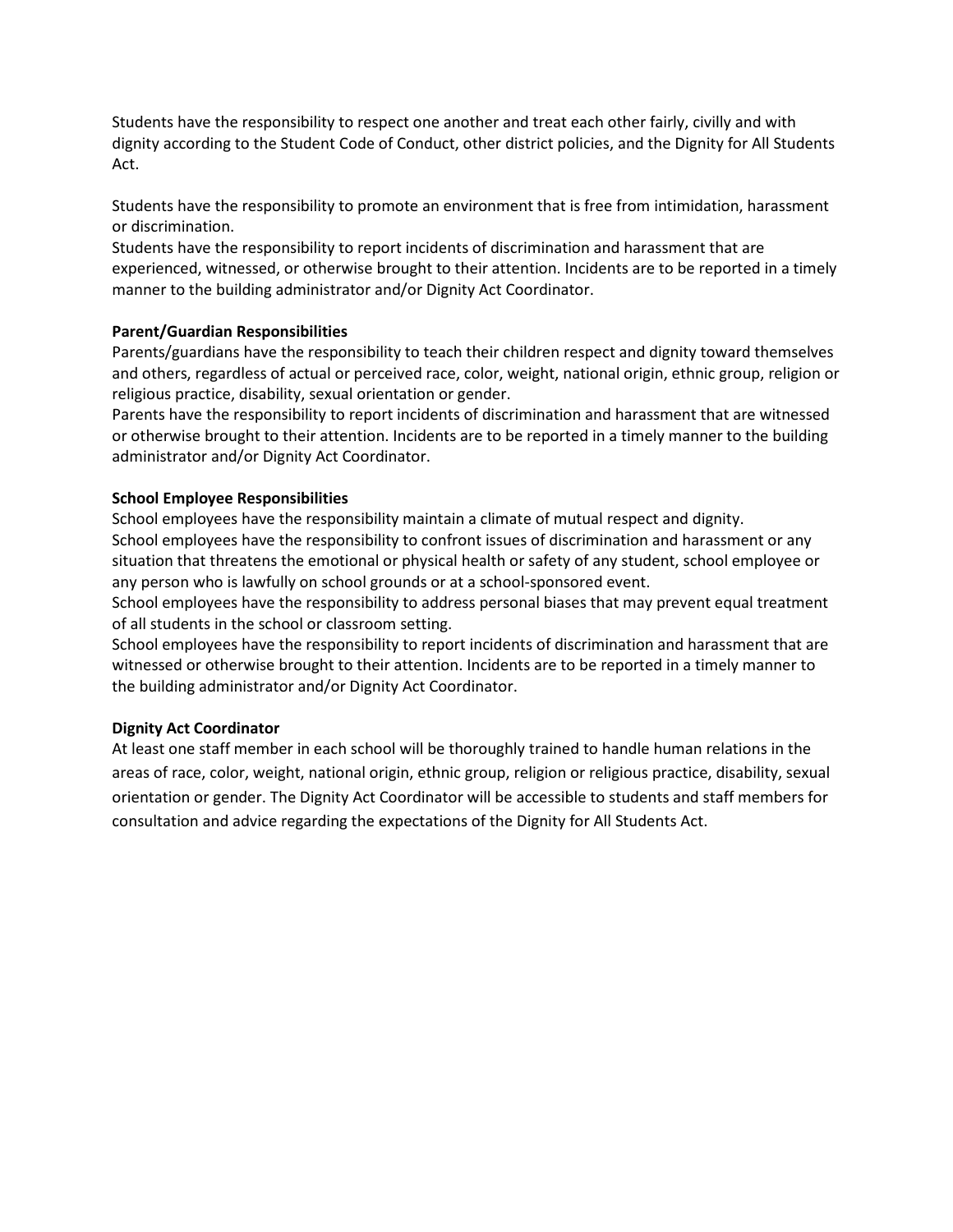Students have the responsibility to respect one another and treat each other fairly, civilly and with dignity according to the Student Code of Conduct, other district policies, and the Dignity for All Students Act.

Students have the responsibility to promote an environment that is free from intimidation, harassment or discrimination.
Students have the responsibility to report incidents of discrimination and harassment that are experienced, witnessed, or otherwise brought to their attention. Incidents are to be reported in a timely manner to the building administrator and/or Dignity Act Coordinator.

**Parent/Guardian Responsibilities**
Parents/guardians have the responsibility to teach their children respect and dignity toward themselves and others, regardless of actual or perceived race, color, weight, national origin, ethnic group, religion or religious practice, disability, sexual orientation or gender.
Parents have the responsibility to report incidents of discrimination and harassment that are witnessed or otherwise brought to their attention. Incidents are to be reported in a timely manner to the building administrator and/or Dignity Act Coordinator.

**School Employee Responsibilities**
School employees have the responsibility maintain a climate of mutual respect and dignity.
School employees have the responsibility to confront issues of discrimination and harassment or any situation that threatens the emotional or physical health or safety of any student, school employee or any person who is lawfully on school grounds or at a school-sponsored event.
School employees have the responsibility to address personal biases that may prevent equal treatment of all students in the school or classroom setting.
School employees have the responsibility to report incidents of discrimination and harassment that are witnessed or otherwise brought to their attention. Incidents are to be reported in a timely manner to the building administrator and/or Dignity Act Coordinator.

**Dignity Act Coordinator**
At least one staff member in each school will be thoroughly trained to handle human relations in the areas of race, color, weight, national origin, ethnic group, religion or religious practice, disability, sexual orientation or gender. The Dignity Act Coordinator will be accessible to students and staff members for consultation and advice regarding the expectations of the Dignity for All Students Act.